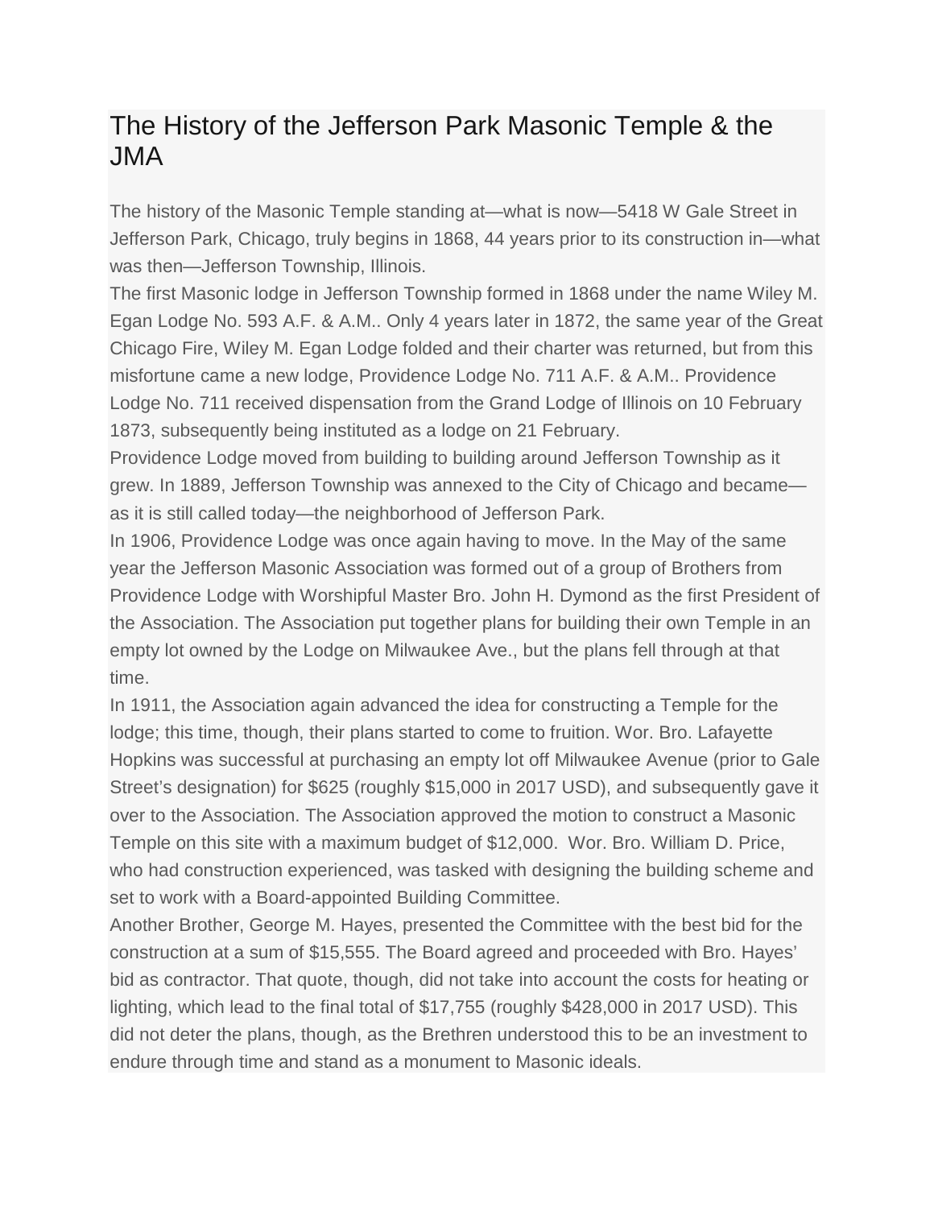# The History of the Jefferson Park Masonic Temple & the JMA

The history of the Masonic Temple standing at—what is now—5418 W Gale Street in Jefferson Park, Chicago, truly begins in 1868, 44 years prior to its construction in—what was then—Jefferson Township, Illinois.

The first Masonic lodge in Jefferson Township formed in 1868 under the name Wiley M. Egan Lodge No. 593 A.F. & A.M.. Only 4 years later in 1872, the same year of the Great Chicago Fire, Wiley M. Egan Lodge folded and their charter was returned, but from this misfortune came a new lodge, Providence Lodge No. 711 A.F. & A.M.. Providence Lodge No. 711 received dispensation from the Grand Lodge of Illinois on 10 February 1873, subsequently being instituted as a lodge on 21 February.

Providence Lodge moved from building to building around Jefferson Township as it grew. In 1889, Jefferson Township was annexed to the City of Chicago and became—as it is still called today—the neighborhood of Jefferson Park.

In 1906, Providence Lodge was once again having to move. In the May of the same year the Jefferson Masonic Association was formed out of a group of Brothers from Providence Lodge with Worshipful Master Bro. John H. Dymond as the first President of the Association. The Association put together plans for building their own Temple in an empty lot owned by the Lodge on Milwaukee Ave., but the plans fell through at that time.

In 1911, the Association again advanced the idea for constructing a Temple for the lodge; this time, though, their plans started to come to fruition. Wor. Bro. Lafayette Hopkins was successful at purchasing an empty lot off Milwaukee Avenue (prior to Gale Street's designation) for $625 (roughly $15,000 in 2017 USD), and subsequently gave it over to the Association. The Association approved the motion to construct a Masonic Temple on this site with a maximum budget of $12,000. Wor. Bro. William D. Price, who had construction experienced, was tasked with designing the building scheme and set to work with a Board-appointed Building Committee.

Another Brother, George M. Hayes, presented the Committee with the best bid for the construction at a sum of $15,555. The Board agreed and proceeded with Bro. Hayes' bid as contractor. That quote, though, did not take into account the costs for heating or lighting, which lead to the final total of $17,755 (roughly $428,000 in 2017 USD). This did not deter the plans, though, as the Brethren understood this to be an investment to endure through time and stand as a monument to Masonic ideals.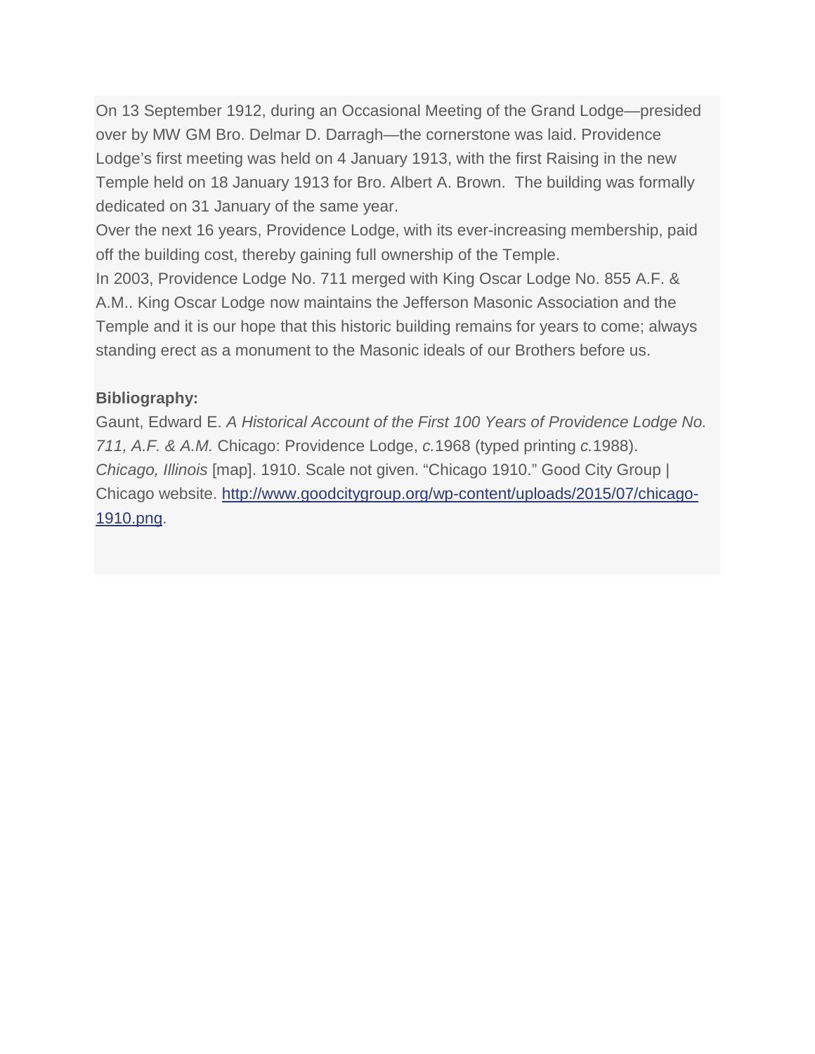On 13 September 1912, during an Occasional Meeting of the Grand Lodge—presided over by MW GM Bro. Delmar D. Darragh—the cornerstone was laid. Providence Lodge's first meeting was held on 4 January 1913, with the first Raising in the new Temple held on 18 January 1913 for Bro. Albert A. Brown.  The building was formally dedicated on 31 January of the same year.

Over the next 16 years, Providence Lodge, with its ever-increasing membership, paid off the building cost, thereby gaining full ownership of the Temple.

In 2003, Providence Lodge No. 711 merged with King Oscar Lodge No. 855 A.F. & A.M.. King Oscar Lodge now maintains the Jefferson Masonic Association and the Temple and it is our hope that this historic building remains for years to come; always standing erect as a monument to the Masonic ideals of our Brothers before us.

**Bibliography:**

Gaunt, Edward E. *A Historical Account of the First 100 Years of Providence Lodge No. 711, A.F. & A.M.* Chicago: Providence Lodge, *c.*1968 (typed printing *c.*1988).

*Chicago, Illinois* [map]. 1910. Scale not given. "Chicago 1910." Good City Group | Chicago website. [http://www.goodcitygroup.org/wp-content/uploads/2015/07/chicago-1910.png](http://www.goodcitygroup.org/wp-content/uploads/2015/07/chicago-1910.png).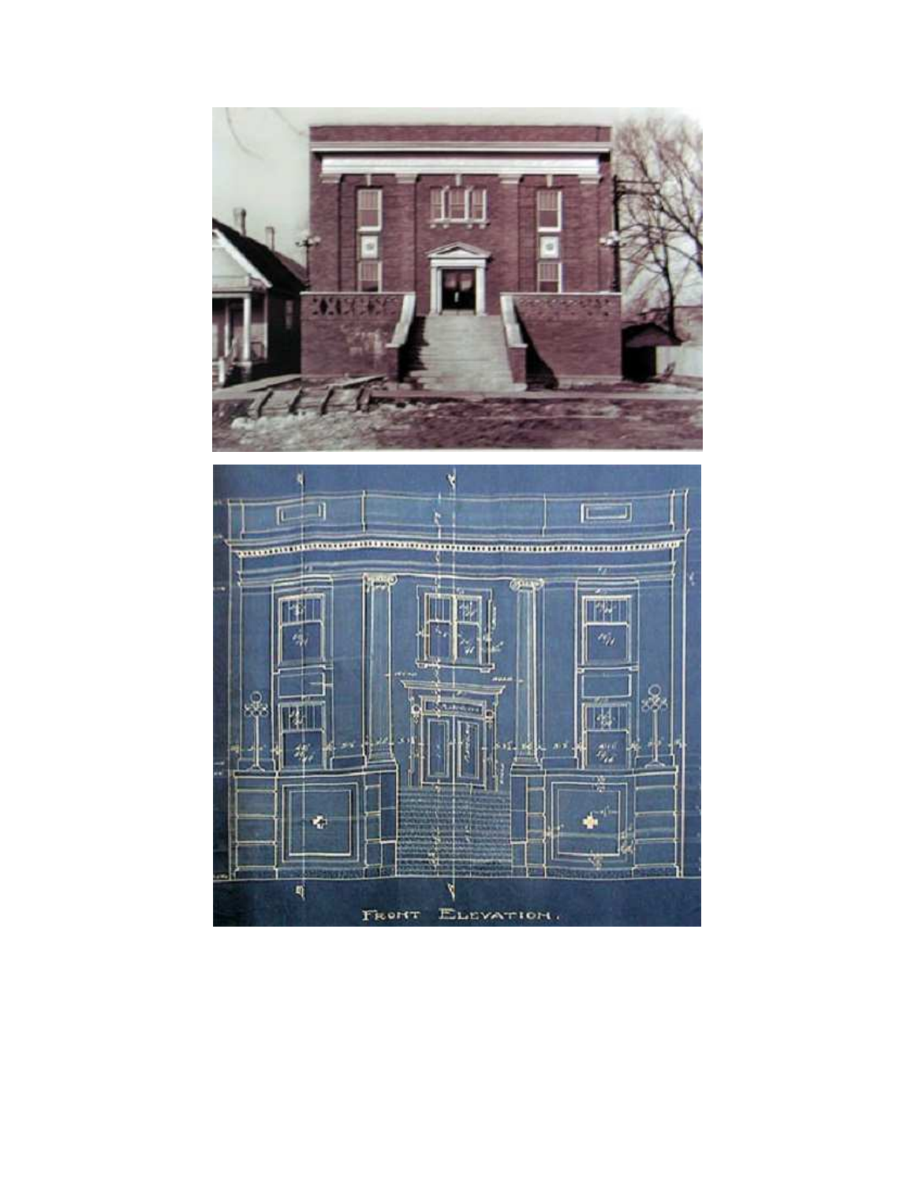FRONT ELEVATION.